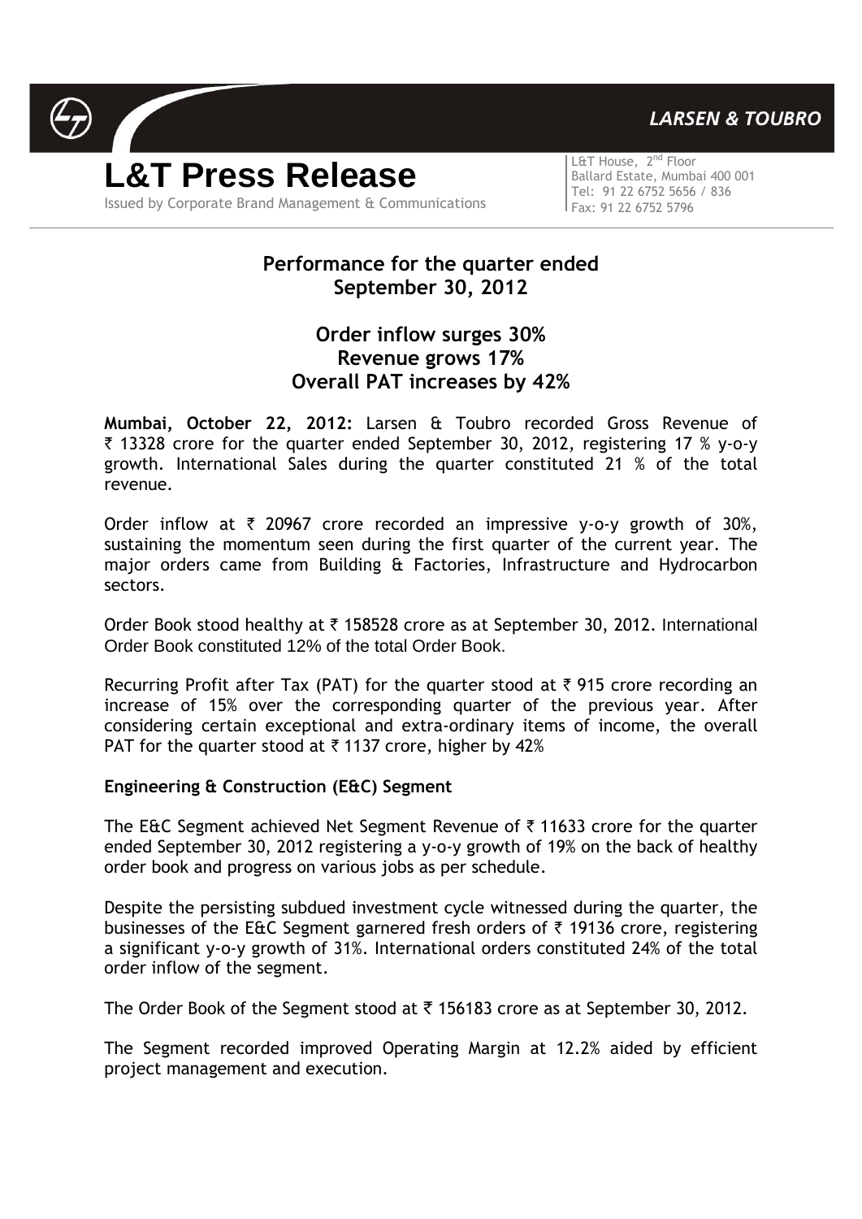# L&T Press Release

Issued by Corporate Brand Management & Communications

L&T House, 2nd Floor
Ballard Estate, Mumbai 400 001
Tel: 91 22 6752 5656 / 836
Fax: 91 22 6752 5796

## Performance for the quarter ended September 30, 2012

## Order inflow surges 30%
## Revenue grows 17%
## Overall PAT increases by 42%

**Mumbai, October 22, 2012:** Larsen & Toubro recorded Gross Revenue of ₹ 13328 crore for the quarter ended September 30, 2012, registering 17 % y-o-y growth. International Sales during the quarter constituted 21 % of the total revenue.

Order inflow at ₹ 20967 crore recorded an impressive y-o-y growth of 30%, sustaining the momentum seen during the first quarter of the current year. The major orders came from Building & Factories, Infrastructure and Hydrocarbon sectors.

Order Book stood healthy at ₹ 158528 crore as at September 30, 2012. International Order Book constituted 12% of the total Order Book.

Recurring Profit after Tax (PAT) for the quarter stood at ₹ 915 crore recording an increase of 15% over the corresponding quarter of the previous year. After considering certain exceptional and extra-ordinary items of income, the overall PAT for the quarter stood at ₹ 1137 crore, higher by 42%

**Engineering & Construction (E&C) Segment**

The E&C Segment achieved Net Segment Revenue of ₹ 11633 crore for the quarter ended September 30, 2012 registering a y-o-y growth of 19% on the back of healthy order book and progress on various jobs as per schedule.

Despite the persisting subdued investment cycle witnessed during the quarter, the businesses of the E&C Segment garnered fresh orders of ₹ 19136 crore, registering a significant y-o-y growth of 31%. International orders constituted 24% of the total order inflow of the segment.

The Order Book of the Segment stood at ₹ 156183 crore as at September 30, 2012.

The Segment recorded improved Operating Margin at 12.2% aided by efficient project management and execution.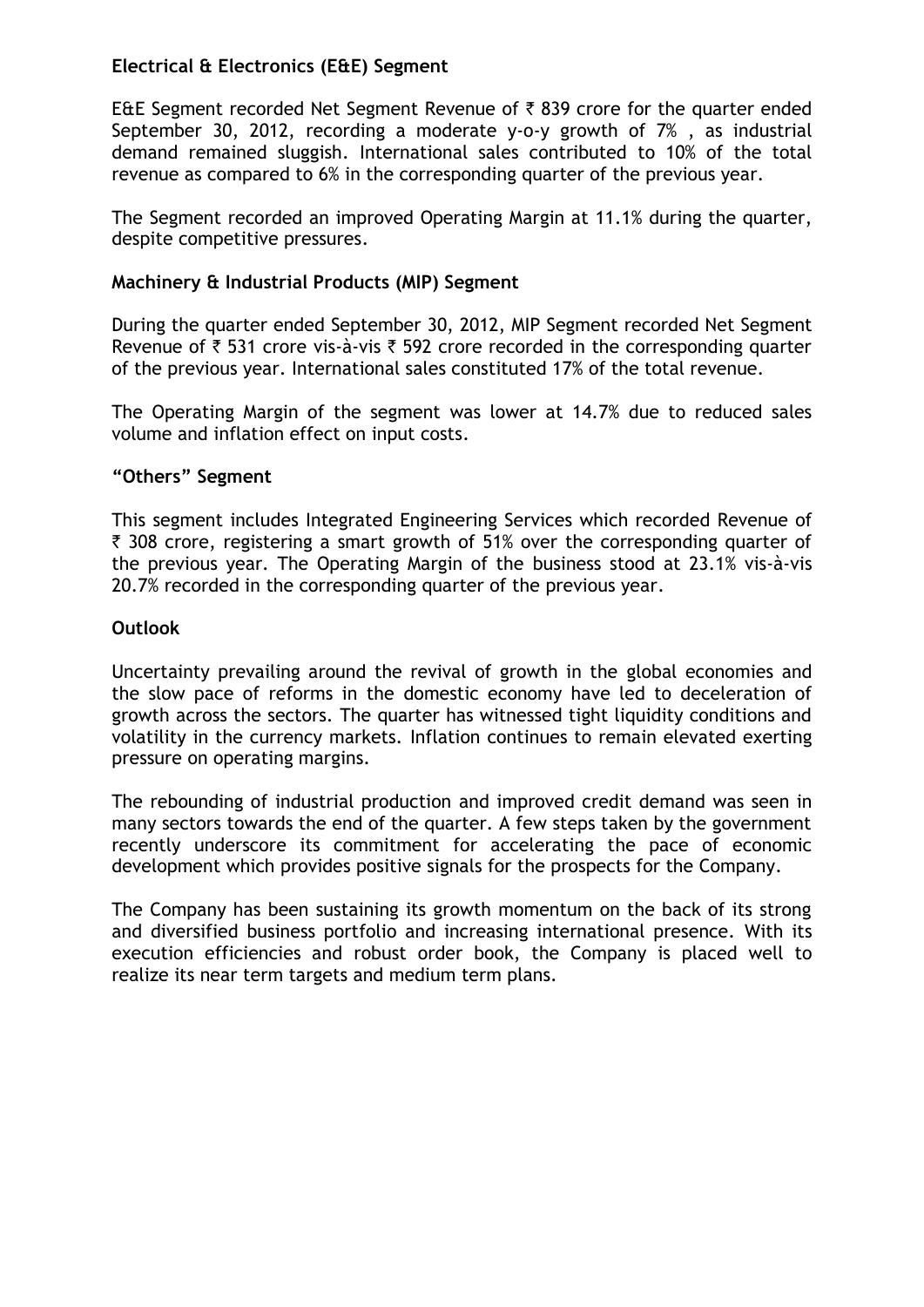### Electrical & Electronics (E&E) Segment

E&E Segment recorded Net Segment Revenue of ₹ 839 crore for the quarter ended September 30, 2012, recording a moderate y-o-y growth of 7% , as industrial demand remained sluggish. International sales contributed to 10% of the total revenue as compared to 6% in the corresponding quarter of the previous year.

The Segment recorded an improved Operating Margin at 11.1% during the quarter, despite competitive pressures.

### Machinery & Industrial Products (MIP) Segment

During the quarter ended September 30, 2012, MIP Segment recorded Net Segment Revenue of ₹ 531 crore vis-à-vis ₹ 592 crore recorded in the corresponding quarter of the previous year. International sales constituted 17% of the total revenue.

The Operating Margin of the segment was lower at 14.7% due to reduced sales volume and inflation effect on input costs.

### "Others" Segment

This segment includes Integrated Engineering Services which recorded Revenue of ₹ 308 crore, registering a smart growth of 51% over the corresponding quarter of the previous year. The Operating Margin of the business stood at 23.1% vis-à-vis 20.7% recorded in the corresponding quarter of the previous year.

### Outlook

Uncertainty prevailing around the revival of growth in the global economies and the slow pace of reforms in the domestic economy have led to deceleration of growth across the sectors. The quarter has witnessed tight liquidity conditions and volatility in the currency markets. Inflation continues to remain elevated exerting pressure on operating margins.

The rebounding of industrial production and improved credit demand was seen in many sectors towards the end of the quarter. A few steps taken by the government recently underscore its commitment for accelerating the pace of economic development which provides positive signals for the prospects for the Company.

The Company has been sustaining its growth momentum on the back of its strong and diversified business portfolio and increasing international presence. With its execution efficiencies and robust order book, the Company is placed well to realize its near term targets and medium term plans.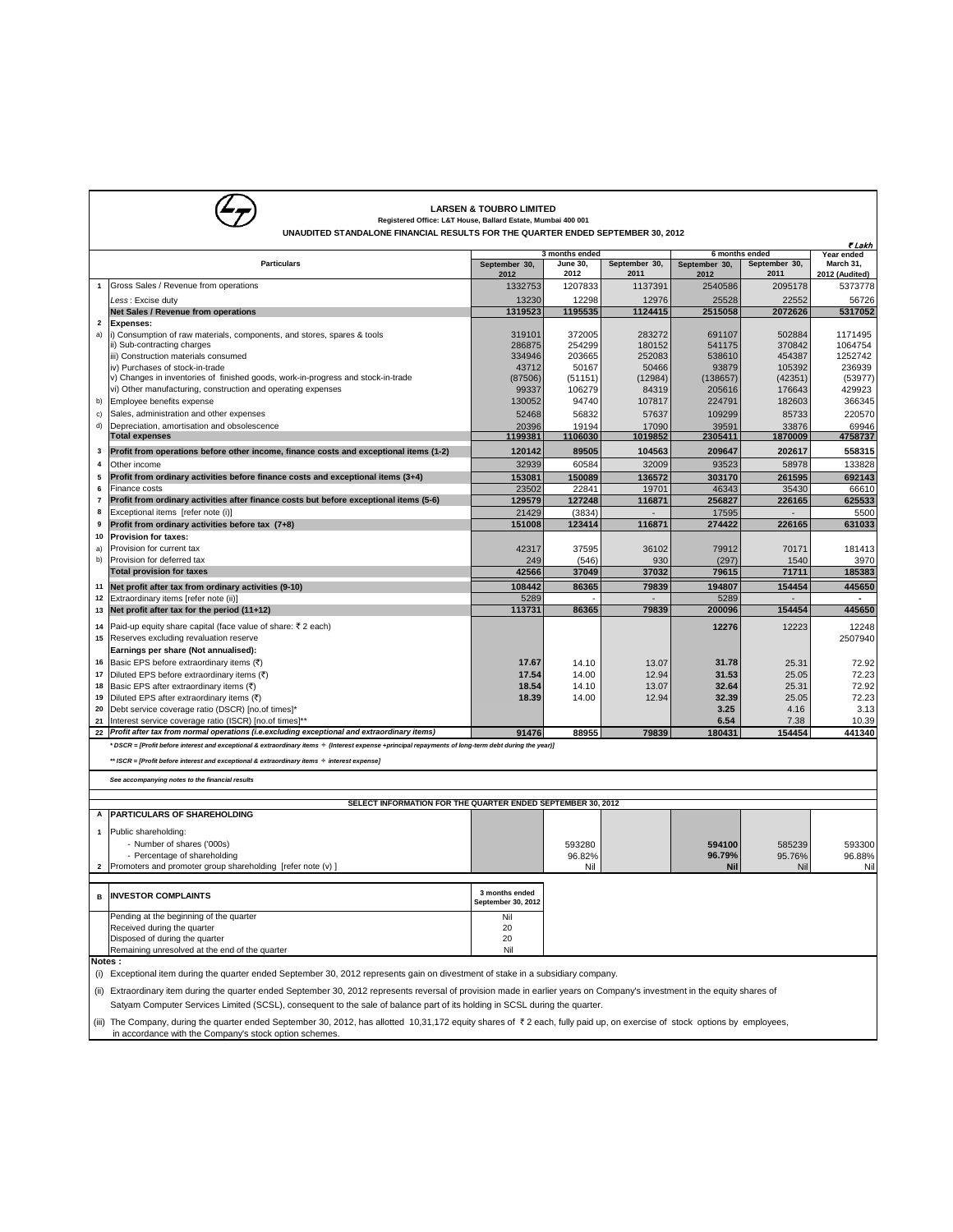# LARSEN & TOUBRO LIMITED

Registered Office: L&T House, Ballard Estate, Mumbai 400 001

**UNAUDITED STANDALONE FINANCIAL RESULTS FOR THE QUARTER ENDED SEPTEMBER 30, 2012**

₹ Lakh

| | Particulars | 3 months ended | | | 6 months ended | | Year ended |
|---|---|---|---|---|---|---|---|
| | | September 30, 2012 | June 30, 2012 | September 30, 2011 | September 30, 2012 | September 30, 2011 | March 31, 2012 (Audited) |
| 1 | Gross Sales / Revenue from operations | 1332753 | 1207833 | 1137391 | 2540586 | 2095178 | 5373778 |
| | *Less* : Excise duty | 13230 | 12298 | 12976 | 25528 | 22552 | 56726 |
| | **Net Sales / Revenue from operations** | **1319523** | **1195535** | **1124415** | **2515058** | **2072626** | **5317052** |
| 2 | **Expenses:** | | | | | | |
| a) | i) Consumption of raw materials, components, and stores, spares & tools | 319101 | 372005 | 283272 | 691107 | 502884 | 1171495 |
| | ii) Sub-contracting charges | 286875 | 254299 | 180152 | 541175 | 370842 | 1064754 |
| | iii) Construction materials consumed | 334946 | 203665 | 252083 | 538610 | 454387 | 1252742 |
| | iv) Purchases of stock-in-trade | 43712 | 50167 | 50466 | 93879 | 105392 | 236939 |
| | v) Changes in inventories of finished goods, work-in-progress and stock-in-trade | (87506) | (51151) | (12984) | (138657) | (42351) | (53977) |
| | vi) Other manufacturing, construction and operating expenses | 99337 | 106279 | 84319 | 205616 | 176643 | 429923 |
| b) | Employee benefits expense | 130052 | 94740 | 107817 | 224791 | 182603 | 366345 |
| c) | Sales, administration and other expenses | 52468 | 56832 | 57637 | 109299 | 85733 | 220570 |
| d) | Depreciation, amortisation and obsolescence | 20396 | 19194 | 17090 | 39591 | 33876 | 69946 |
| | **Total expenses** | **1199381** | **1106030** | **1019852** | **2305411** | **1870009** | **4758737** |
| 3 | **Profit from operations before other income, finance costs and exceptional items (1-2)** | **120142** | **89505** | **104563** | **209647** | **202617** | **558315** |
| 4 | Other income | 32939 | 60584 | 32009 | 93523 | 58978 | 133828 |
| 5 | **Profit from ordinary activities before finance costs and exceptional items (3+4)** | **153081** | **150089** | **136572** | **303170** | **261595** | **692143** |
| 6 | Finance costs | 23502 | 22841 | 19701 | 46343 | 35430 | 66610 |
| 7 | **Profit from ordinary activities after finance costs but before exceptional items (5-6)** | **129579** | **127248** | **116871** | **256827** | **226165** | **625533** |
| 8 | Exceptional items [refer note (i)] | 21429 | (3834) | - | 17595 | - | 5500 |
| 9 | **Profit from ordinary activities before tax (7+8)** | **151008** | **123414** | **116871** | **274422** | **226165** | **631033** |
| 10 | **Provision for taxes:** | | | | | | |
| a) | Provision for current tax | 42317 | 37595 | 36102 | 79912 | 70171 | 181413 |
| b) | Provision for deferred tax | 249 | (546) | 930 | (297) | 1540 | 3970 |
| | **Total provision for taxes** | **42566** | **37049** | **37032** | **79615** | **71711** | **185383** |
| 11 | **Net profit after tax from ordinary activities (9-10)** | **108442** | **86365** | **79839** | **194807** | **154454** | **445650** |
| 12 | Extraordinary items [refer note (ii)] | 5289 | - | - | 5289 | - | - |
| 13 | **Net profit after tax for the period (11+12)** | **113731** | **86365** | **79839** | **200096** | **154454** | **445650** |
| 14 | Paid-up equity share capital (face value of share: ₹ 2 each) | | | | **12276** | 12223 | 12248 |
| 15 | Reserves excluding revaluation reserve | | | | | | 2507940 |
| | **Earnings per share (Not annualised):** | | | | | | |
| 16 | Basic EPS before extraordinary items (₹) | **17.67** | 14.10 | 13.07 | **31.78** | 25.31 | 72.92 |
| 17 | Diluted EPS before extraordinary items (₹) | **17.54** | 14.00 | 12.94 | **31.53** | 25.05 | 72.23 |
| 18 | Basic EPS after extraordinary items (₹) | **18.54** | 14.10 | 13.07 | **32.64** | 25.31 | 72.92 |
| 19 | Diluted EPS after extraordinary items (₹) | **18.39** | 14.00 | 12.94 | **32.39** | 25.05 | 72.23 |
| 20 | Debt service coverage ratio (DSCR) [no.of times]* | | | | **3.25** | 4.16 | 3.13 |
| 21 | Interest service coverage ratio (ISCR) [no.of times]** | | | | **6.54** | 7.38 | 10.39 |
| 22 | ***Profit after tax from normal operations (i.e.excluding exceptional and extraordinary items)*** | **91476** | **88955** | **79839** | **180431** | **154454** | **441340** |

*\* DSCR = [Profit before interest and exceptional & extraordinary items ÷ (Interest expense +principal repayments of long-term debt during the year)]*

*\*\* ISCR = [Profit before interest and exceptional & extraordinary items ÷ interest expense]*

*See accompanying notes to the financial results*

**SELECT INFORMATION FOR THE QUARTER ENDED SEPTEMBER 30, 2012**

| | | September 30, 2012 | June 30, 2012 | September 30, 2011 | September 30, 2012 | September 30, 2011 | March 31, 2012 |
|---|---|---|---|---|---|---|---|
| A | **PARTICULARS OF SHAREHOLDING** | | | | | | |
| 1 | Public shareholding: | | | | | | |
| | - Number of shares ('000s) | | 593280 | | **594100** | 585239 | 593300 |
| | - Percentage of shareholding | | 96.82% | | **96.79%** | 95.76% | 96.88% |
| 2 | Promoters and promoter group shareholding [refer note (v) ] | | Nil | | **Nil** | Nil | Nil |

| B | **INVESTOR COMPLAINTS** | 3 months ended September 30, 2012 |
|---|---|---|
| | Pending at the beginning of the quarter | Nil |
| | Received during the quarter | 20 |
| | Disposed of during the quarter | 20 |
| | Remaining unresolved at the end of the quarter | Nil |

**Notes :**

(i) Exceptional item during the quarter ended September 30, 2012 represents gain on divestment of stake in a subsidiary company.

(ii) Extraordinary item during the quarter ended September 30, 2012 represents reversal of provision made in earlier years on Company's investment in the equity shares of Satyam Computer Services Limited (SCSL), consequent to the sale of balance part of its holding in SCSL during the quarter.

(iii) The Company, during the quarter ended September 30, 2012, has allotted 10,31,172 equity shares of ₹ 2 each, fully paid up, on exercise of stock options by employees, in accordance with the Company's stock option schemes.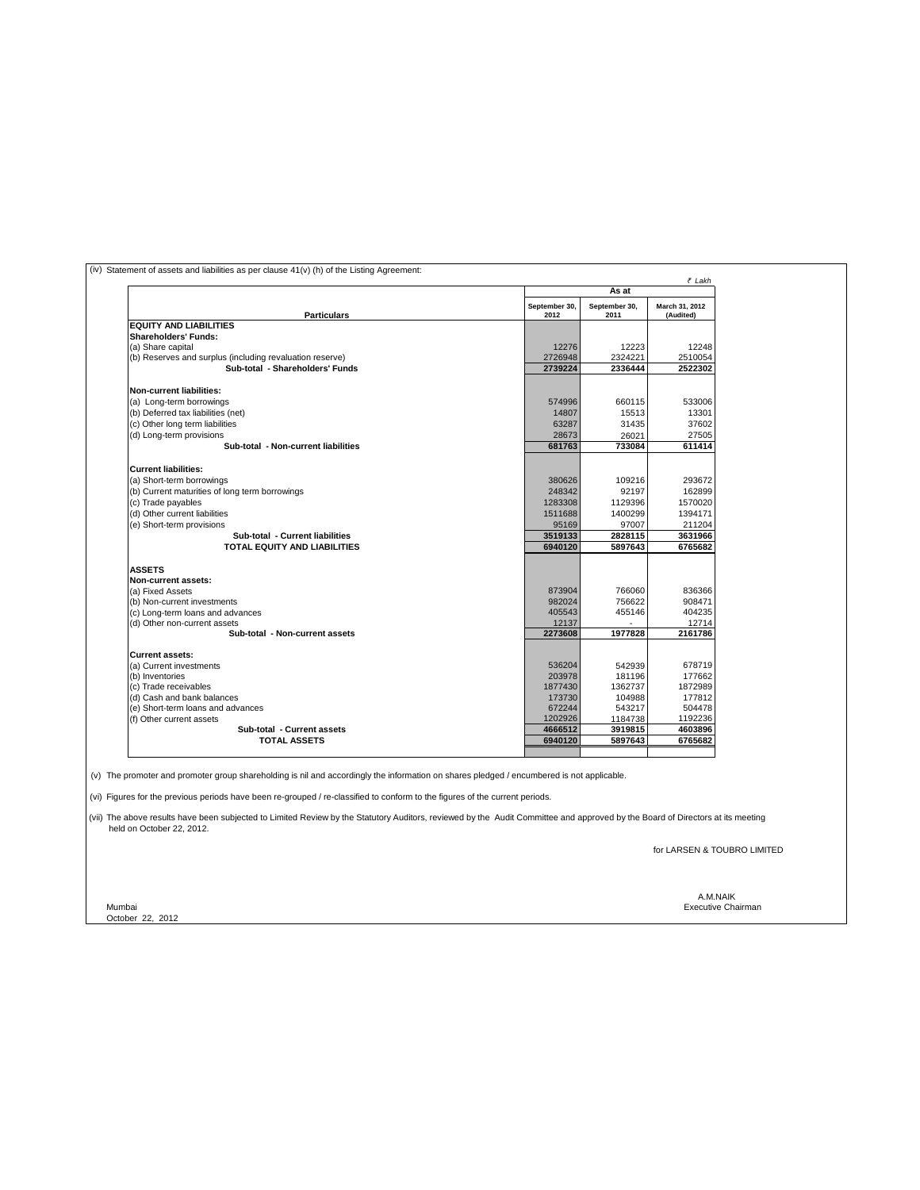(iv) Statement of assets and liabilities as per clause 41(v) (h) of the Listing Agreement:

₹ Lakh

| Particulars | As at | | |
|---|---|---|---|
| | September 30, 2012 | September 30, 2011 | March 31, 2012 (Audited) |
| **EQUITY AND LIABILITIES** | | | |
| **Shareholders' Funds:** | | | |
| (a) Share capital | 12276 | 12223 | 12248 |
| (b) Reserves and surplus (including revaluation reserve) | 2726948 | 2324221 | 2510054 |
| **Sub-total - Shareholders' Funds** | **2739224** | **2336444** | **2522302** |
| **Non-current liabilities:** | | | |
| (a) Long-term borrowings | 574996 | 660115 | 533006 |
| (b) Deferred tax liabilities (net) | 14807 | 15513 | 13301 |
| (c) Other long term liabilities | 63287 | 31435 | 37602 |
| (d) Long-term provisions | 28673 | 26021 | 27505 |
| **Sub-total - Non-current liabilities** | **681763** | **733084** | **611414** |
| **Current liabilities:** | | | |
| (a) Short-term borrowings | 380626 | 109216 | 293672 |
| (b) Current maturities of long term borrowings | 248342 | 92197 | 162899 |
| (c) Trade payables | 1283308 | 1129396 | 1570020 |
| (d) Other current liabilities | 1511688 | 1400299 | 1394171 |
| (e) Short-term provisions | 95169 | 97007 | 211204 |
| **Sub-total - Current liabilities** | **3519133** | **2828115** | **3631966** |
| **TOTAL EQUITY AND LIABILITIES** | **6940120** | **5897643** | **6765682** |
| **ASSETS** | | | |
| **Non-current assets:** | | | |
| (a) Fixed Assets | 873904 | 766060 | 836366 |
| (b) Non-current investments | 982024 | 756622 | 908471 |
| (c) Long-term loans and advances | 405543 | 455146 | 404235 |
| (d) Other non-current assets | 12137 | - | 12714 |
| **Sub-total - Non-current assets** | **2273608** | **1977828** | **2161786** |
| **Current assets:** | | | |
| (a) Current investments | 536204 | 542939 | 678719 |
| (b) Inventories | 203978 | 181196 | 177662 |
| (c) Trade receivables | 1877430 | 1362737 | 1872989 |
| (d) Cash and bank balances | 173730 | 104988 | 177812 |
| (e) Short-term loans and advances | 672244 | 543217 | 504478 |
| (f) Other current assets | 1202926 | 1184738 | 1192236 |
| **Sub-total - Current assets** | **4666512** | **3919815** | **4603896** |
| **TOTAL ASSETS** | **6940120** | **5897643** | **6765682** |

(v) The promoter and promoter group shareholding is nil and accordingly the information on shares pledged / encumbered is not applicable.

(vi) Figures for the previous periods have been re-grouped / re-classified to conform to the figures of the current periods.

(vii) The above results have been subjected to Limited Review by the Statutory Auditors, reviewed by the Audit Committee and approved by the Board of Directors at its meeting held on October 22, 2012.

for LARSEN & TOUBRO LIMITED

A.M.NAIK
Executive Chairman

Mumbai
October 22, 2012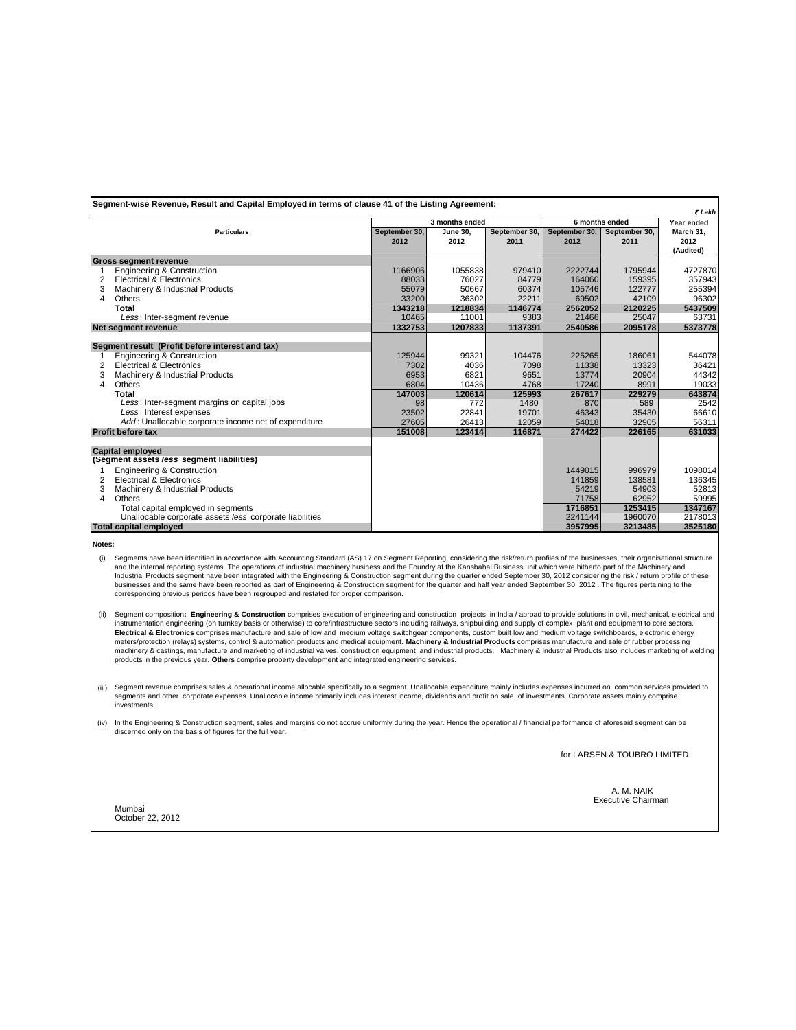**Segment-wise Revenue, Result and Capital Employed in terms of clause 41 of the Listing Agreement:**

₹ Lakh

| Particulars | 3 months ended | | | 6 months ended | | Year ended |
|---|---|---|---|---|---|---|
| | September 30, 2012 | June 30, 2012 | September 30, 2011 | September 30, 2012 | September 30, 2011 | March 31, 2012 (Audited) |
| **Gross segment revenue** | | | | | | |
| 1 Engineering & Construction | 1166906 | 1055838 | 979410 | 2222744 | 1795944 | 4727870 |
| 2 Electrical & Electronics | 88033 | 76027 | 84779 | 164060 | 159395 | 357943 |
| 3 Machinery & Industrial Products | 55079 | 50667 | 60374 | 105746 | 122777 | 255394 |
| 4 Others | 33200 | 36302 | 22211 | 69502 | 42109 | 96302 |
| **Total** | **1343218** | **1218834** | **1146774** | **2562052** | **2120225** | **5437509** |
| *Less*: Inter-segment revenue | 10465 | 11001 | 9383 | 21466 | 25047 | 63731 |
| **Net segment revenue** | **1332753** | **1207833** | **1137391** | **2540586** | **2095178** | **5373778** |
| **Segment result (Profit before interest and tax)** | | | | | | |
| 1 Engineering & Construction | 125944 | 99321 | 104476 | 225265 | 186061 | 544078 |
| 2 Electrical & Electronics | 7302 | 4036 | 7098 | 11338 | 13323 | 36421 |
| 3 Machinery & Industrial Products | 6953 | 6821 | 9651 | 13774 | 20904 | 44342 |
| 4 Others | 6804 | 10436 | 4768 | 17240 | 8991 | 19033 |
| **Total** | **147003** | **120614** | **125993** | **267617** | **229279** | **643874** |
| *Less*: Inter-segment margins on capital jobs | 98 | 772 | 1480 | 870 | 589 | 2542 |
| *Less*: Interest expenses | 23502 | 22841 | 19701 | 46343 | 35430 | 66610 |
| *Add*: Unallocable corporate income net of expenditure | 27605 | 26413 | 12059 | 54018 | 32905 | 56311 |
| **Profit before tax** | **151008** | **123414** | **116871** | **274422** | **226165** | **631033** |
| **Capital employed (Segment assets *less* segment liabilities)** | | | | | | |
| 1 Engineering & Construction | | | | 1449015 | 996979 | 1098014 |
| 2 Electrical & Electronics | | | | 141859 | 138581 | 136345 |
| 3 Machinery & Industrial Products | | | | 54219 | 54903 | 52813 |
| 4 Others | | | | 71758 | 62952 | 59995 |
| Total capital employed in segments | | | | **1716851** | **1253415** | **1347167** |
| Unallocable corporate assets *less* corporate liabilities | | | | 2241144 | 1960070 | 2178013 |
| **Total capital employed** | | | | **3957995** | **3213485** | **3525180** |

**Notes:**

(i) Segments have been identified in accordance with Accounting Standard (AS) 17 on Segment Reporting, considering the risk/return profiles of the businesses, their organisational structure and the internal reporting systems. The operations of industrial machinery business and the Foundry at the Kansbahal Business unit which were hitherto part of the Machinery and Industrial Products segment have been integrated with the Engineering & Construction segment during the quarter ended September 30, 2012 considering the risk / return profile of these businesses and the same have been reported as part of Engineering & Construction segment for the quarter and half year ended September 30, 2012 . The figures pertaining to the corresponding previous periods have been regrouped and restated for proper comparison.

(ii) Segment composition**: Engineering & Construction** comprises execution of engineering and construction projects in India / abroad to provide solutions in civil, mechanical, electrical and instrumentation engineering (on turnkey basis or otherwise) to core/infrastructure sectors including railways, shipbuilding and supply of complex plant and equipment to core sectors. **Electrical & Electronics** comprises manufacture and sale of low and medium voltage switchgear components, custom built low and medium voltage switchboards, electronic energy meters/protection (relays) systems, control & automation products and medical equipment. **Machinery & Industrial Products** comprises manufacture and sale of rubber processing machinery & castings, manufacture and marketing of industrial valves, construction equipment and industrial products. Machinery & Industrial Products also includes marketing of welding products in the previous year. **Others** comprise property development and integrated engineering services.

(iii) Segment revenue comprises sales & operational income allocable specifically to a segment. Unallocable expenditure mainly includes expenses incurred on common services provided to segments and other corporate expenses. Unallocable income primarily includes interest income, dividends and profit on sale of investments. Corporate assets mainly comprise investments.

(iv) In the Engineering & Construction segment, sales and margins do not accrue uniformly during the year. Hence the operational / financial performance of aforesaid segment can be discerned only on the basis of figures for the full year.

for LARSEN & TOUBRO LIMITED

A. M. NAIK
Executive Chairman

Mumbai
October 22, 2012